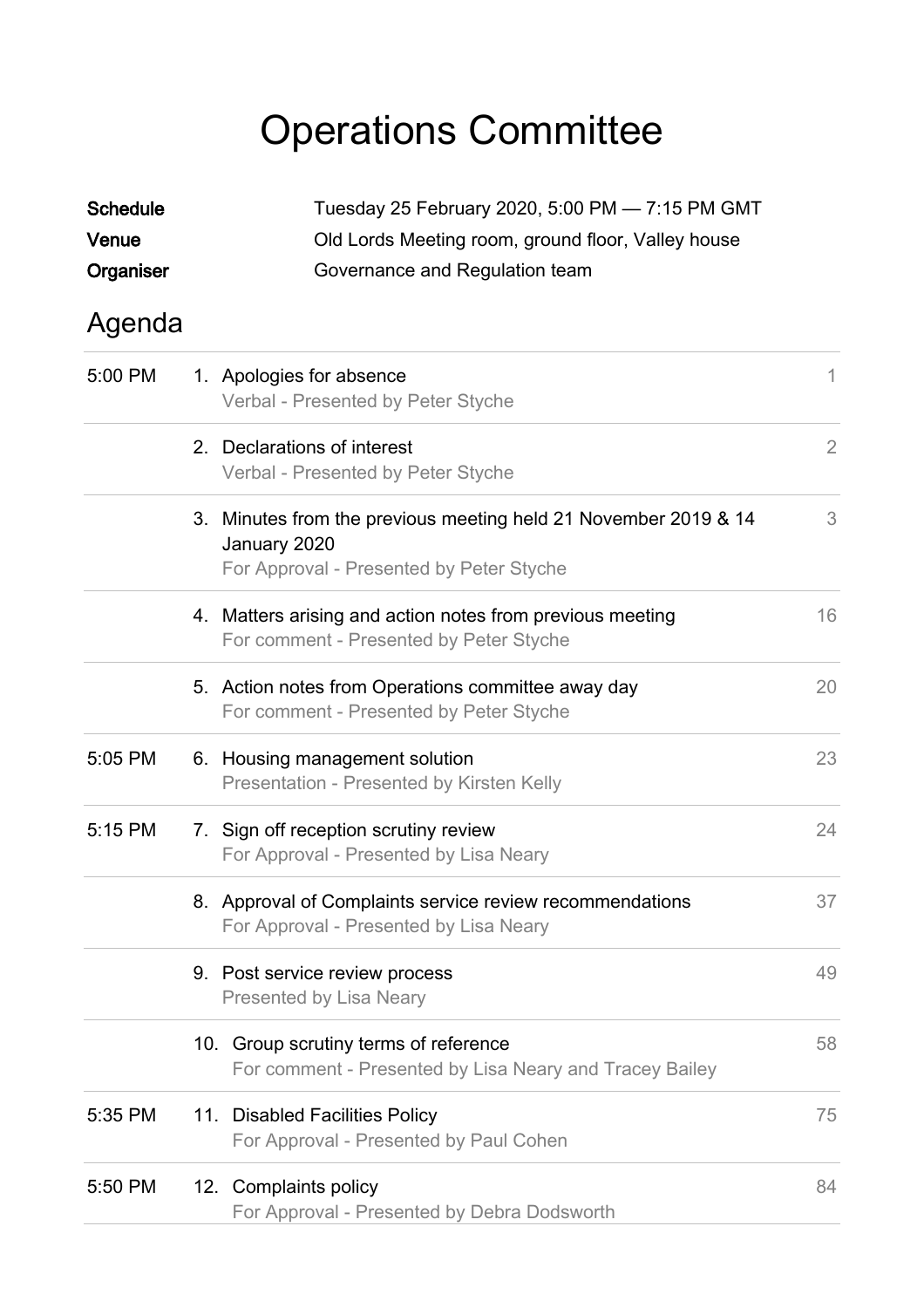# Operations Committee

| | |
|---|---|
| **Schedule** | Tuesday 25 February 2020, 5:00 PM — 7:15 PM GMT |
| **Venue** | Old Lords Meeting room, ground floor, Valley house |
| **Organiser** | Governance and Regulation team |

## Agenda

| | | |
|---|---|---|
| 5:00 PM | 1. Apologies for absence<br>Verbal - Presented by Peter Styche | 1 |
| | 2. Declarations of interest<br>Verbal - Presented by Peter Styche | 2 |
| | 3. Minutes from the previous meeting held 21 November 2019 & 14 January 2020<br>For Approval - Presented by Peter Styche | 3 |
| | 4. Matters arising and action notes from previous meeting<br>For comment - Presented by Peter Styche | 16 |
| | 5. Action notes from Operations committee away day<br>For comment - Presented by Peter Styche | 20 |
| 5:05 PM | 6. Housing management solution<br>Presentation - Presented by Kirsten Kelly | 23 |
| 5:15 PM | 7. Sign off reception scrutiny review<br>For Approval - Presented by Lisa Neary | 24 |
| | 8. Approval of Complaints service review recommendations<br>For Approval - Presented by Lisa Neary | 37 |
| | 9. Post service review process<br>Presented by Lisa Neary | 49 |
| | 10. Group scrutiny terms of reference<br>For comment - Presented by Lisa Neary and Tracey Bailey | 58 |
| 5:35 PM | 11. Disabled Facilities Policy<br>For Approval - Presented by Paul Cohen | 75 |
| 5:50 PM | 12. Complaints policy<br>For Approval - Presented by Debra Dodsworth | 84 |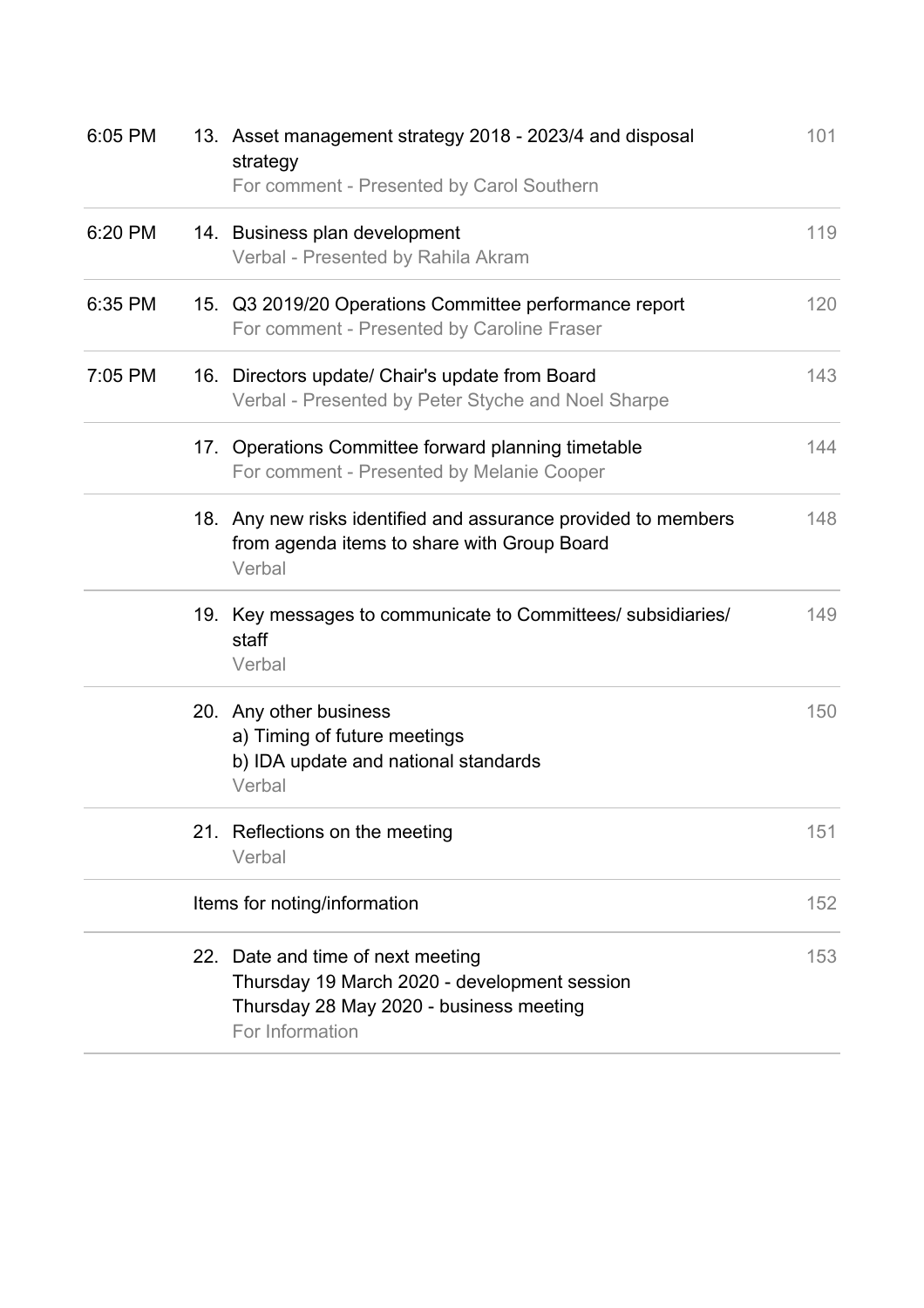| | | |
|---|---|---|
| 6:05 PM | 13. Asset management strategy 2018 - 2023/4 and disposal strategy<br>For comment - Presented by Carol Southern | 101 |
| 6:20 PM | 14. Business plan development<br>Verbal - Presented by Rahila Akram | 119 |
| 6:35 PM | 15. Q3 2019/20 Operations Committee performance report<br>For comment - Presented by Caroline Fraser | 120 |
| 7:05 PM | 16. Directors update/ Chair's update from Board<br>Verbal - Presented by Peter Styche and Noel Sharpe | 143 |
| | 17. Operations Committee forward planning timetable<br>For comment - Presented by Melanie Cooper | 144 |
| | 18. Any new risks identified and assurance provided to members from agenda items to share with Group Board<br>Verbal | 148 |
| | 19. Key messages to communicate to Committees/ subsidiaries/ staff<br>Verbal | 149 |
| | 20. Any other business<br>a) Timing of future meetings<br>b) IDA update and national standards<br>Verbal | 150 |
| | 21. Reflections on the meeting<br>Verbal | 151 |
| | Items for noting/information | 152 |
| | 22. Date and time of next meeting<br>Thursday 19 March 2020 - development session<br>Thursday 28 May 2020 - business meeting<br>For Information | 153 |